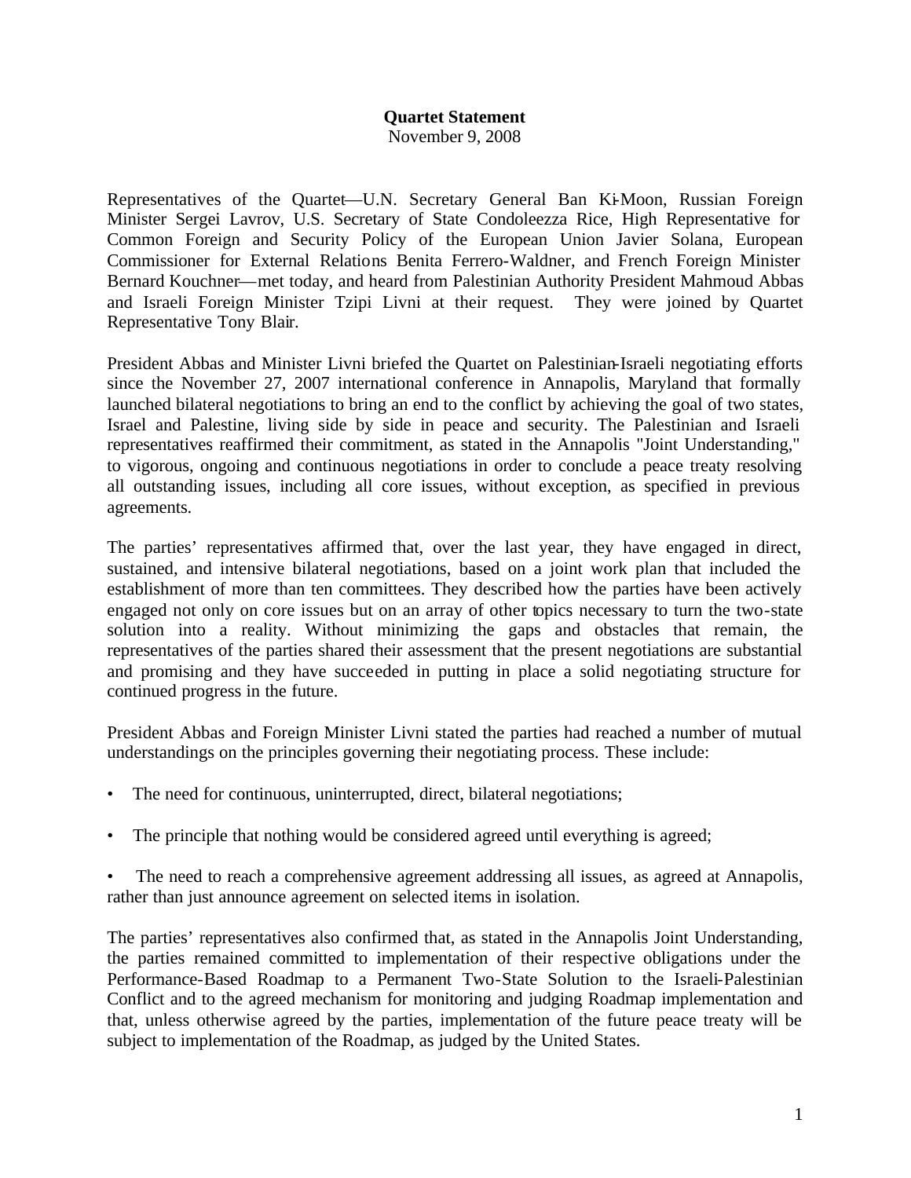**Quartet Statement**

November 9, 2008

Representatives of the Quartet—U.N. Secretary General Ban Ki-Moon, Russian Foreign Minister Sergei Lavrov, U.S. Secretary of State Condoleezza Rice, High Representative for Common Foreign and Security Policy of the European Union Javier Solana, European Commissioner for External Relations Benita Ferrero-Waldner, and French Foreign Minister Bernard Kouchner—met today, and heard from Palestinian Authority President Mahmoud Abbas and Israeli Foreign Minister Tzipi Livni at their request. They were joined by Quartet Representative Tony Blair.

President Abbas and Minister Livni briefed the Quartet on Palestinian-Israeli negotiating efforts since the November 27, 2007 international conference in Annapolis, Maryland that formally launched bilateral negotiations to bring an end to the conflict by achieving the goal of two states, Israel and Palestine, living side by side in peace and security. The Palestinian and Israeli representatives reaffirmed their commitment, as stated in the Annapolis "Joint Understanding," to vigorous, ongoing and continuous negotiations in order to conclude a peace treaty resolving all outstanding issues, including all core issues, without exception, as specified in previous agreements.

The parties' representatives affirmed that, over the last year, they have engaged in direct, sustained, and intensive bilateral negotiations, based on a joint work plan that included the establishment of more than ten committees. They described how the parties have been actively engaged not only on core issues but on an array of other topics necessary to turn the two-state solution into a reality. Without minimizing the gaps and obstacles that remain, the representatives of the parties shared their assessment that the present negotiations are substantial and promising and they have succeeded in putting in place a solid negotiating structure for continued progress in the future.

President Abbas and Foreign Minister Livni stated the parties had reached a number of mutual understandings on the principles governing their negotiating process. These include:

- The need for continuous, uninterrupted, direct, bilateral negotiations;
- The principle that nothing would be considered agreed until everything is agreed;
- The need to reach a comprehensive agreement addressing all issues, as agreed at Annapolis, rather than just announce agreement on selected items in isolation.

The parties' representatives also confirmed that, as stated in the Annapolis Joint Understanding, the parties remained committed to implementation of their respective obligations under the Performance-Based Roadmap to a Permanent Two-State Solution to the Israeli-Palestinian Conflict and to the agreed mechanism for monitoring and judging Roadmap implementation and that, unless otherwise agreed by the parties, implementation of the future peace treaty will be subject to implementation of the Roadmap, as judged by the United States.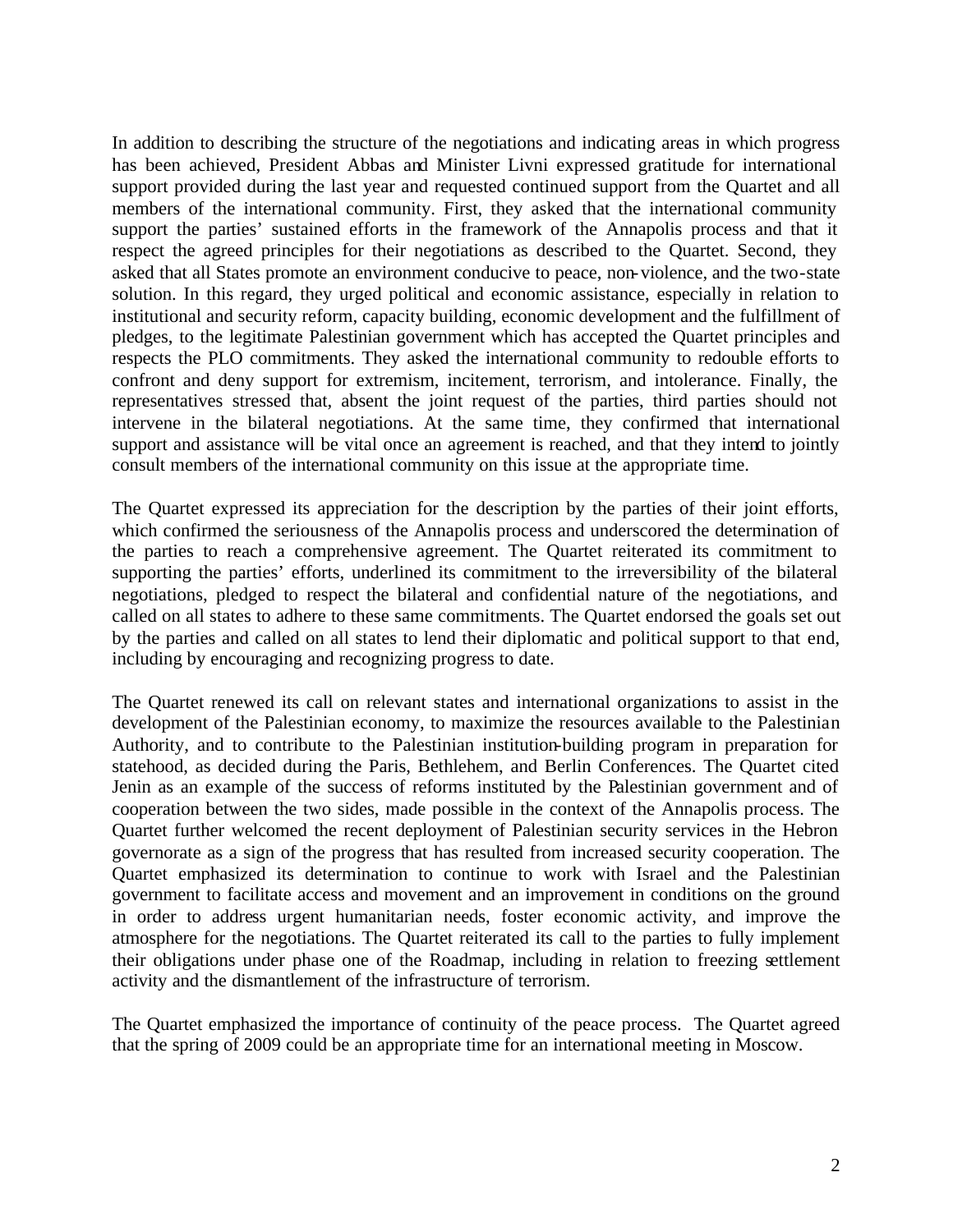In addition to describing the structure of the negotiations and indicating areas in which progress has been achieved, President Abbas and Minister Livni expressed gratitude for international support provided during the last year and requested continued support from the Quartet and all members of the international community. First, they asked that the international community support the parties' sustained efforts in the framework of the Annapolis process and that it respect the agreed principles for their negotiations as described to the Quartet. Second, they asked that all States promote an environment conducive to peace, non-violence, and the two-state solution. In this regard, they urged political and economic assistance, especially in relation to institutional and security reform, capacity building, economic development and the fulfillment of pledges, to the legitimate Palestinian government which has accepted the Quartet principles and respects the PLO commitments. They asked the international community to redouble efforts to confront and deny support for extremism, incitement, terrorism, and intolerance. Finally, the representatives stressed that, absent the joint request of the parties, third parties should not intervene in the bilateral negotiations. At the same time, they confirmed that international support and assistance will be vital once an agreement is reached, and that they intend to jointly consult members of the international community on this issue at the appropriate time.

The Quartet expressed its appreciation for the description by the parties of their joint efforts, which confirmed the seriousness of the Annapolis process and underscored the determination of the parties to reach a comprehensive agreement. The Quartet reiterated its commitment to supporting the parties' efforts, underlined its commitment to the irreversibility of the bilateral negotiations, pledged to respect the bilateral and confidential nature of the negotiations, and called on all states to adhere to these same commitments. The Quartet endorsed the goals set out by the parties and called on all states to lend their diplomatic and political support to that end, including by encouraging and recognizing progress to date.

The Quartet renewed its call on relevant states and international organizations to assist in the development of the Palestinian economy, to maximize the resources available to the Palestinian Authority, and to contribute to the Palestinian institution-building program in preparation for statehood, as decided during the Paris, Bethlehem, and Berlin Conferences. The Quartet cited Jenin as an example of the success of reforms instituted by the Palestinian government and of cooperation between the two sides, made possible in the context of the Annapolis process. The Quartet further welcomed the recent deployment of Palestinian security services in the Hebron governorate as a sign of the progress that has resulted from increased security cooperation. The Quartet emphasized its determination to continue to work with Israel and the Palestinian government to facilitate access and movement and an improvement in conditions on the ground in order to address urgent humanitarian needs, foster economic activity, and improve the atmosphere for the negotiations. The Quartet reiterated its call to the parties to fully implement their obligations under phase one of the Roadmap, including in relation to freezing settlement activity and the dismantlement of the infrastructure of terrorism.

The Quartet emphasized the importance of continuity of the peace process. The Quartet agreed that the spring of 2009 could be an appropriate time for an international meeting in Moscow.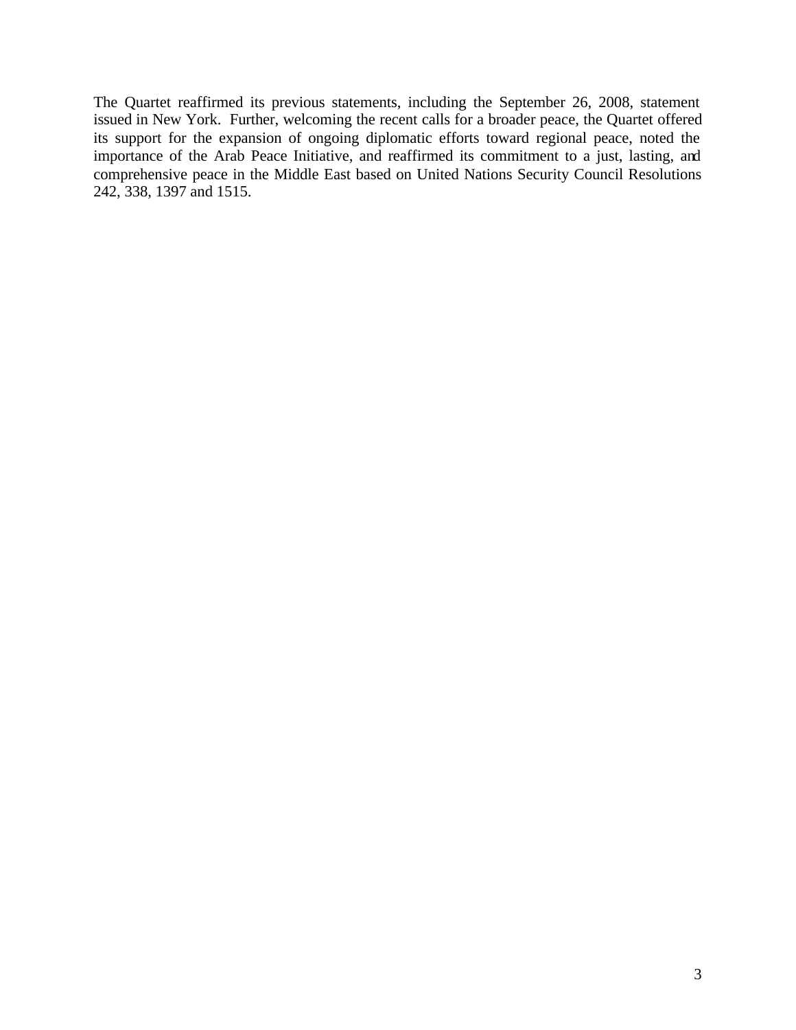The Quartet reaffirmed its previous statements, including the September 26, 2008, statement issued in New York. Further, welcoming the recent calls for a broader peace, the Quartet offered its support for the expansion of ongoing diplomatic efforts toward regional peace, noted the importance of the Arab Peace Initiative, and reaffirmed its commitment to a just, lasting, and comprehensive peace in the Middle East based on United Nations Security Council Resolutions 242, 338, 1397 and 1515.